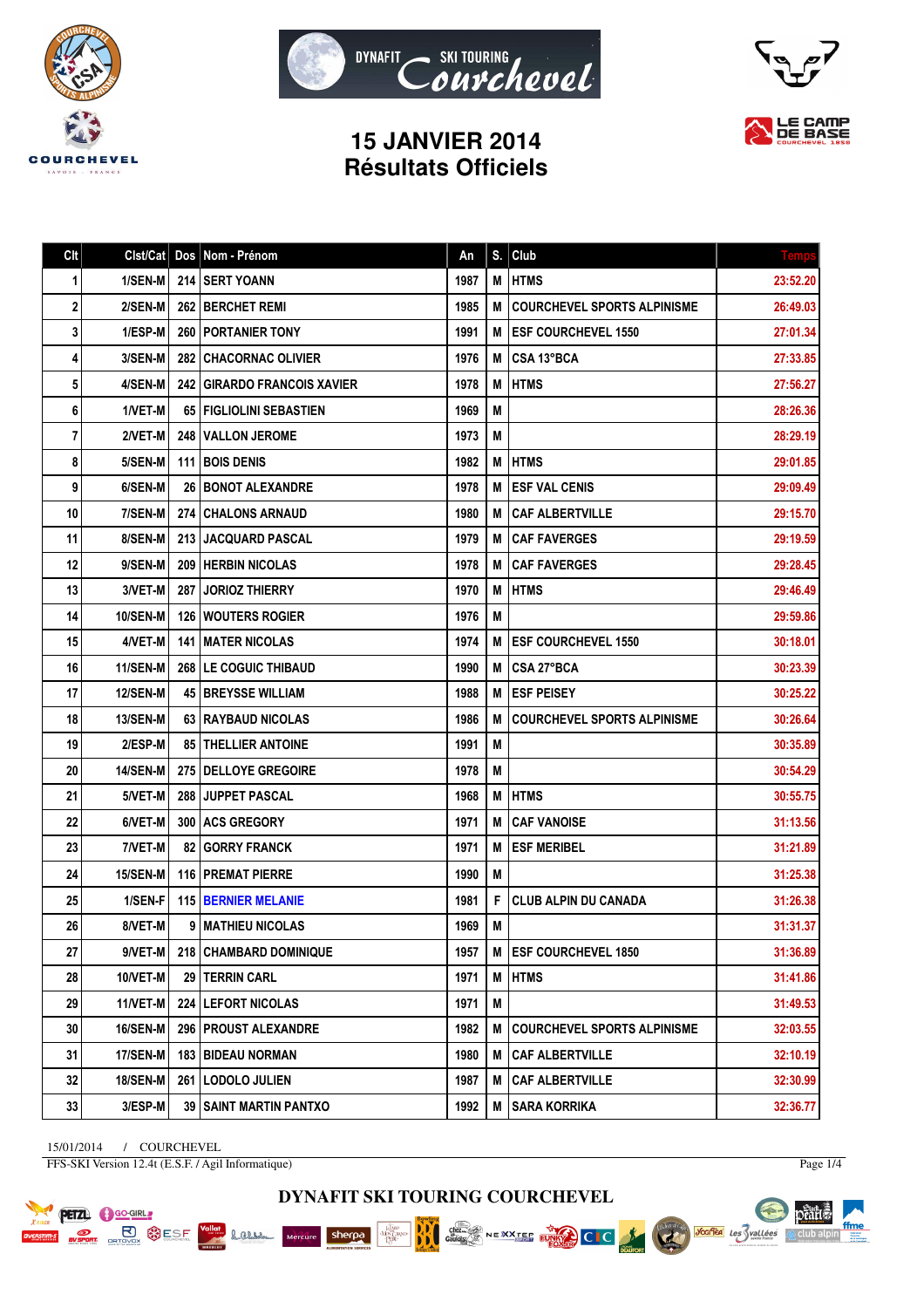# 15 JANVIER 2014
# Résultats Officiels

| Clt | Clst/Cat | Dos | Nom - Prénom | An | S. | Club | Temps |
|---|---|---|---|---|---|---|---|
| 1 | 1/SEN-M | 214 | SERT YOANN | 1987 | M | HTMS | 23:52.20 |
| 2 | 2/SEN-M | 262 | BERCHET REMI | 1985 | M | COURCHEVEL SPORTS ALPINISME | 26:49.03 |
| 3 | 1/ESP-M | 260 | PORTANIER TONY | 1991 | M | ESF COURCHEVEL 1550 | 27:01.34 |
| 4 | 3/SEN-M | 282 | CHACORNAC OLIVIER | 1976 | M | CSA 13°BCA | 27:33.85 |
| 5 | 4/SEN-M | 242 | GIRARDO FRANCOIS XAVIER | 1978 | M | HTMS | 27:56.27 |
| 6 | 1/VET-M | 65 | FIGLIOLINI SEBASTIEN | 1969 | M | | 28:26.36 |
| 7 | 2/VET-M | 248 | VALLON JEROME | 1973 | M | | 28:29.19 |
| 8 | 5/SEN-M | 111 | BOIS DENIS | 1982 | M | HTMS | 29:01.85 |
| 9 | 6/SEN-M | 26 | BONOT ALEXANDRE | 1978 | M | ESF VAL CENIS | 29:09.49 |
| 10 | 7/SEN-M | 274 | CHALONS ARNAUD | 1980 | M | CAF ALBERTVILLE | 29:15.70 |
| 11 | 8/SEN-M | 213 | JACQUARD PASCAL | 1979 | M | CAF FAVERGES | 29:19.59 |
| 12 | 9/SEN-M | 209 | HERBIN NICOLAS | 1978 | M | CAF FAVERGES | 29:28.45 |
| 13 | 3/VET-M | 287 | JORIOZ THIERRY | 1970 | M | HTMS | 29:46.49 |
| 14 | 10/SEN-M | 126 | WOUTERS ROGIER | 1976 | M | | 29:59.86 |
| 15 | 4/VET-M | 141 | MATER NICOLAS | 1974 | M | ESF COURCHEVEL 1550 | 30:18.01 |
| 16 | 11/SEN-M | 268 | LE COGUIC THIBAUD | 1990 | M | CSA 27°BCA | 30:23.39 |
| 17 | 12/SEN-M | 45 | BREYSSE WILLIAM | 1988 | M | ESF PEISEY | 30:25.22 |
| 18 | 13/SEN-M | 63 | RAYBAUD NICOLAS | 1986 | M | COURCHEVEL SPORTS ALPINISME | 30:26.64 |
| 19 | 2/ESP-M | 85 | THELLIER ANTOINE | 1991 | M | | 30:35.89 |
| 20 | 14/SEN-M | 275 | DELLOYE GREGOIRE | 1978 | M | | 30:54.29 |
| 21 | 5/VET-M | 288 | JUPPET PASCAL | 1968 | M | HTMS | 30:55.75 |
| 22 | 6/VET-M | 300 | ACS GREGORY | 1971 | M | CAF VANOISE | 31:13.56 |
| 23 | 7/VET-M | 82 | GORRY FRANCK | 1971 | M | ESF MERIBEL | 31:21.89 |
| 24 | 15/SEN-M | 116 | PREMAT PIERRE | 1990 | M | | 31:25.38 |
| 25 | 1/SEN-F | 115 | BERNIER MELANIE | 1981 | F | CLUB ALPIN DU CANADA | 31:26.38 |
| 26 | 8/VET-M | 9 | MATHIEU NICOLAS | 1969 | M | | 31:31.37 |
| 27 | 9/VET-M | 218 | CHAMBARD DOMINIQUE | 1957 | M | ESF COURCHEVEL 1850 | 31:36.89 |
| 28 | 10/VET-M | 29 | TERRIN CARL | 1971 | M | HTMS | 31:41.86 |
| 29 | 11/VET-M | 224 | LEFORT NICOLAS | 1971 | M | | 31:49.53 |
| 30 | 16/SEN-M | 296 | PROUST ALEXANDRE | 1982 | M | COURCHEVEL SPORTS ALPINISME | 32:03.55 |
| 31 | 17/SEN-M | 183 | BIDEAU NORMAN | 1980 | M | CAF ALBERTVILLE | 32:10.19 |
| 32 | 18/SEN-M | 261 | LODOLO JULIEN | 1987 | M | CAF ALBERTVILLE | 32:30.99 |
| 33 | 3/ESP-M | 39 | SAINT MARTIN PANTXO | 1992 | M | SARA KORRIKA | 32:36.77 |

15/01/2014 / COURCHEVEL

FFS-SKI Version 12.4t (E.S.F. / Agil Informatique)

DYNAFIT SKI TOURING COURCHEVEL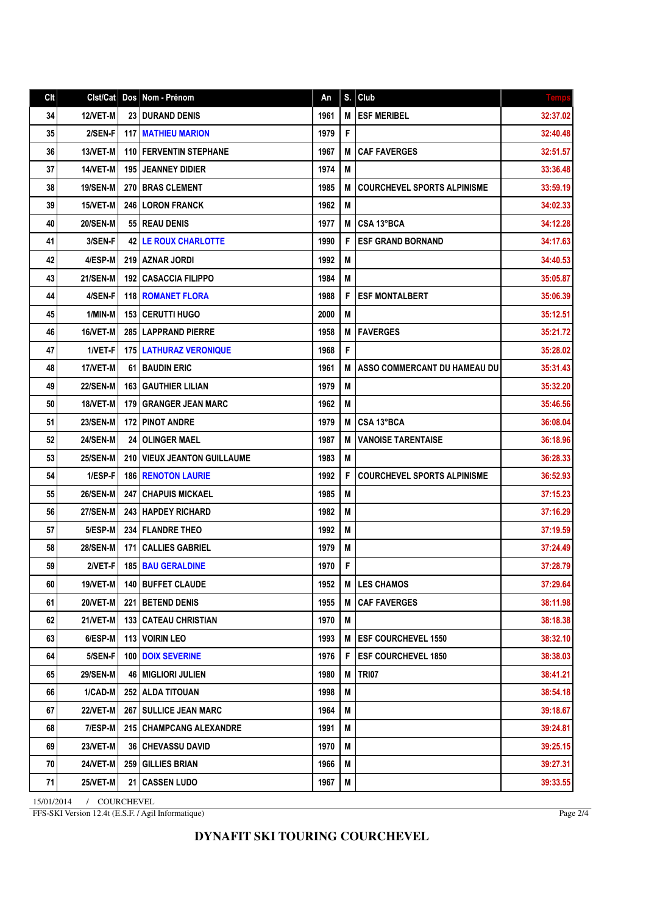| Clt | Clst/Cat | Dos | Nom - Prénom | An | S. | Club | Temps |
|---|---|---|---|---|---|---|---|
| 34 | 12/VET-M | 23 | DURAND DENIS | 1961 | M | ESF MERIBEL | 32:37.02 |
| 35 | 2/SEN-F | 117 | MATHIEU MARION | 1979 | F | | 32:40.48 |
| 36 | 13/VET-M | 110 | FERVENTIN STEPHANE | 1967 | M | CAF FAVERGES | 32:51.57 |
| 37 | 14/VET-M | 195 | JEANNEY DIDIER | 1974 | M | | 33:36.48 |
| 38 | 19/SEN-M | 270 | BRAS CLEMENT | 1985 | M | COURCHEVEL SPORTS ALPINISME | 33:59.19 |
| 39 | 15/VET-M | 246 | LORON FRANCK | 1962 | M | | 34:02.33 |
| 40 | 20/SEN-M | 55 | REAU DENIS | 1977 | M | CSA 13°BCA | 34:12.28 |
| 41 | 3/SEN-F | 42 | LE ROUX CHARLOTTE | 1990 | F | ESF GRAND BORNAND | 34:17.63 |
| 42 | 4/ESP-M | 219 | AZNAR JORDI | 1992 | M | | 34:40.53 |
| 43 | 21/SEN-M | 192 | CASACCIA FILIPPO | 1984 | M | | 35:05.87 |
| 44 | 4/SEN-F | 118 | ROMANET FLORA | 1988 | F | ESF MONTALBERT | 35:06.39 |
| 45 | 1/MIN-M | 153 | CERUTTI HUGO | 2000 | M | | 35:12.51 |
| 46 | 16/VET-M | 285 | LAPPRAND PIERRE | 1958 | M | FAVERGES | 35:21.72 |
| 47 | 1/VET-F | 175 | LATHURAZ VERONIQUE | 1968 | F | | 35:28.02 |
| 48 | 17/VET-M | 61 | BAUDIN ERIC | 1961 | M | ASSO COMMERCANT DU HAMEAU DU | 35:31.43 |
| 49 | 22/SEN-M | 163 | GAUTHIER LILIAN | 1979 | M | | 35:32.20 |
| 50 | 18/VET-M | 179 | GRANGER JEAN MARC | 1962 | M | | 35:46.56 |
| 51 | 23/SEN-M | 172 | PINOT ANDRE | 1979 | M | CSA 13°BCA | 36:08.04 |
| 52 | 24/SEN-M | 24 | OLINGER MAEL | 1987 | M | VANOISE TARENTAISE | 36:18.96 |
| 53 | 25/SEN-M | 210 | VIEUX JEANTON GUILLAUME | 1983 | M | | 36:28.33 |
| 54 | 1/ESP-F | 186 | RENOTON LAURIE | 1992 | F | COURCHEVEL SPORTS ALPINISME | 36:52.93 |
| 55 | 26/SEN-M | 247 | CHAPUIS MICKAEL | 1985 | M | | 37:15.23 |
| 56 | 27/SEN-M | 243 | HAPDEY RICHARD | 1982 | M | | 37:16.29 |
| 57 | 5/ESP-M | 234 | FLANDRE THEO | 1992 | M | | 37:19.59 |
| 58 | 28/SEN-M | 171 | CALLIES GABRIEL | 1979 | M | | 37:24.49 |
| 59 | 2/VET-F | 185 | BAU GERALDINE | 1970 | F | | 37:28.79 |
| 60 | 19/VET-M | 140 | BUFFET CLAUDE | 1952 | M | LES CHAMOS | 37:29.64 |
| 61 | 20/VET-M | 221 | BETEND DENIS | 1955 | M | CAF FAVERGES | 38:11.98 |
| 62 | 21/VET-M | 133 | CATEAU CHRISTIAN | 1970 | M | | 38:18.38 |
| 63 | 6/ESP-M | 113 | VOIRIN LEO | 1993 | M | ESF COURCHEVEL 1550 | 38:32.10 |
| 64 | 5/SEN-F | 100 | DOIX SEVERINE | 1976 | F | ESF COURCHEVEL 1850 | 38:38.03 |
| 65 | 29/SEN-M | 46 | MIGLIORI JULIEN | 1980 | M | TRI07 | 38:41.21 |
| 66 | 1/CAD-M | 252 | ALDA TITOUAN | 1998 | M | | 38:54.18 |
| 67 | 22/VET-M | 267 | SULLICE JEAN MARC | 1964 | M | | 39:18.67 |
| 68 | 7/ESP-M | 215 | CHAMPCANG ALEXANDRE | 1991 | M | | 39:24.81 |
| 69 | 23/VET-M | 36 | CHEVASSU DAVID | 1970 | M | | 39:25.15 |
| 70 | 24/VET-M | 259 | GILLIES BRIAN | 1966 | M | | 39:27.31 |
| 71 | 25/VET-M | 21 | CASSEN LUDO | 1967 | M | | 39:33.55 |

15/01/2014 / COURCHEVEL

FFS-SKI Version 12.4t (E.S.F. / Agil Informatique)

**DYNAFIT SKI TOURING COURCHEVEL**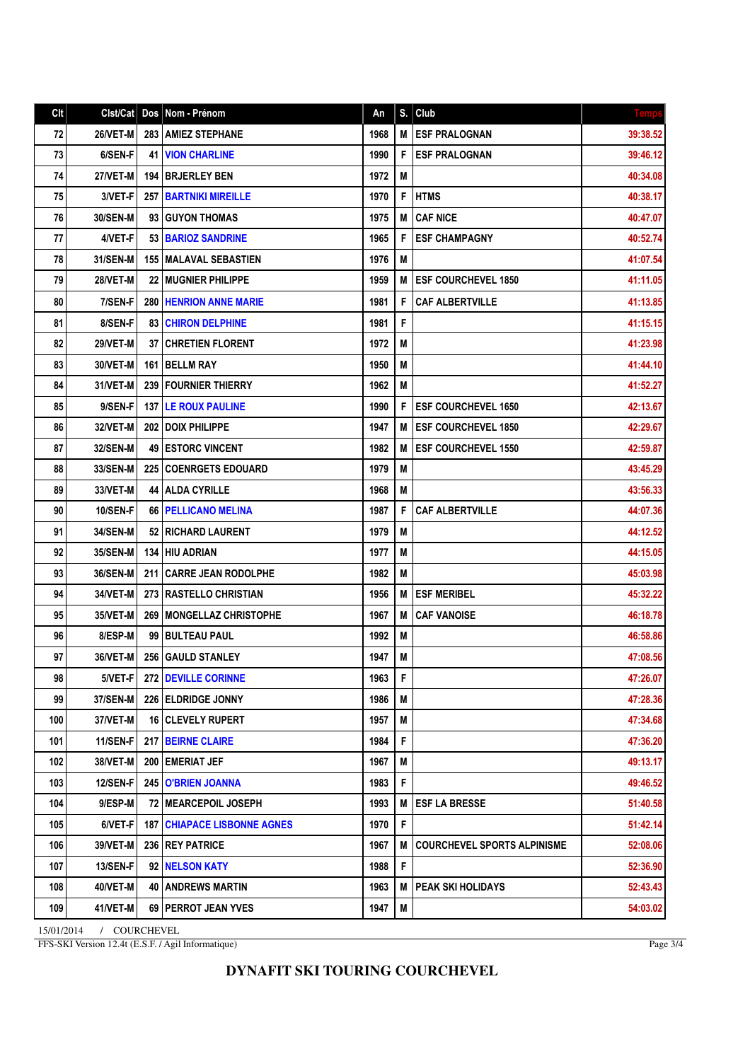| Clt | Clst/Cat | Dos | Nom - Prénom | An | S. | Club | Temps |
|---|---|---|---|---|---|---|---|
| 72 | 26/VET-M | 283 | AMIEZ STEPHANE | 1968 | M | ESF PRALOGNAN | 39:38.52 |
| 73 | 6/SEN-F | 41 | VION CHARLINE | 1990 | F | ESF PRALOGNAN | 39:46.12 |
| 74 | 27/VET-M | 194 | BRJERLEY BEN | 1972 | M | | 40:34.08 |
| 75 | 3/VET-F | 257 | BARTNIKI MIREILLE | 1970 | F | HTMS | 40:38.17 |
| 76 | 30/SEN-M | 93 | GUYON THOMAS | 1975 | M | CAF NICE | 40:47.07 |
| 77 | 4/VET-F | 53 | BARIOZ SANDRINE | 1965 | F | ESF CHAMPAGNY | 40:52.74 |
| 78 | 31/SEN-M | 155 | MALAVAL SEBASTIEN | 1976 | M | | 41:07.54 |
| 79 | 28/VET-M | 22 | MUGNIER PHILIPPE | 1959 | M | ESF COURCHEVEL 1850 | 41:11.05 |
| 80 | 7/SEN-F | 280 | HENRION ANNE MARIE | 1981 | F | CAF ALBERTVILLE | 41:13.85 |
| 81 | 8/SEN-F | 83 | CHIRON DELPHINE | 1981 | F | | 41:15.15 |
| 82 | 29/VET-M | 37 | CHRETIEN FLORENT | 1972 | M | | 41:23.98 |
| 83 | 30/VET-M | 161 | BELLM RAY | 1950 | M | | 41:44.10 |
| 84 | 31/VET-M | 239 | FOURNIER THIERRY | 1962 | M | | 41:52.27 |
| 85 | 9/SEN-F | 137 | LE ROUX PAULINE | 1990 | F | ESF COURCHEVEL 1650 | 42:13.67 |
| 86 | 32/VET-M | 202 | DOIX PHILIPPE | 1947 | M | ESF COURCHEVEL 1850 | 42:29.67 |
| 87 | 32/SEN-M | 49 | ESTORC VINCENT | 1982 | M | ESF COURCHEVEL 1550 | 42:59.87 |
| 88 | 33/SEN-M | 225 | COENRGETS EDOUARD | 1979 | M | | 43:45.29 |
| 89 | 33/VET-M | 44 | ALDA CYRILLE | 1968 | M | | 43:56.33 |
| 90 | 10/SEN-F | 66 | PELLICANO MELINA | 1987 | F | CAF ALBERTVILLE | 44:07.36 |
| 91 | 34/SEN-M | 52 | RICHARD LAURENT | 1979 | M | | 44:12.52 |
| 92 | 35/SEN-M | 134 | HIU ADRIAN | 1977 | M | | 44:15.05 |
| 93 | 36/SEN-M | 211 | CARRE JEAN RODOLPHE | 1982 | M | | 45:03.98 |
| 94 | 34/VET-M | 273 | RASTELLO CHRISTIAN | 1956 | M | ESF MERIBEL | 45:32.22 |
| 95 | 35/VET-M | 269 | MONGELLAZ CHRISTOPHE | 1967 | M | CAF VANOISE | 46:18.78 |
| 96 | 8/ESP-M | 99 | BULTEAU PAUL | 1992 | M | | 46:58.86 |
| 97 | 36/VET-M | 256 | GAULD STANLEY | 1947 | M | | 47:08.56 |
| 98 | 5/VET-F | 272 | DEVILLE CORINNE | 1963 | F | | 47:26.07 |
| 99 | 37/SEN-M | 226 | ELDRIDGE JONNY | 1986 | M | | 47:28.36 |
| 100 | 37/VET-M | 16 | CLEVELY RUPERT | 1957 | M | | 47:34.68 |
| 101 | 11/SEN-F | 217 | BEIRNE CLAIRE | 1984 | F | | 47:36.20 |
| 102 | 38/VET-M | 200 | EMERIAT JEF | 1967 | M | | 49:13.17 |
| 103 | 12/SEN-F | 245 | O'BRIEN JOANNA | 1983 | F | | 49:46.52 |
| 104 | 9/ESP-M | 72 | MEARCEPOIL JOSEPH | 1993 | M | ESF LA BRESSE | 51:40.58 |
| 105 | 6/VET-F | 187 | CHIAPACE LISBONNE AGNES | 1970 | F | | 51:42.14 |
| 106 | 39/VET-M | 236 | REY PATRICE | 1967 | M | COURCHEVEL SPORTS ALPINISME | 52:08.06 |
| 107 | 13/SEN-F | 92 | NELSON KATY | 1988 | F | | 52:36.90 |
| 108 | 40/VET-M | 40 | ANDREWS MARTIN | 1963 | M | PEAK SKI HOLIDAYS | 52:43.43 |
| 109 | 41/VET-M | 69 | PERROT JEAN YVES | 1947 | M | | 54:03.02 |

15/01/2014 / COURCHEVEL

FFS-SKI Version 12.4t (E.S.F. / Agil Informatique)

**DYNAFIT SKI TOURING COURCHEVEL**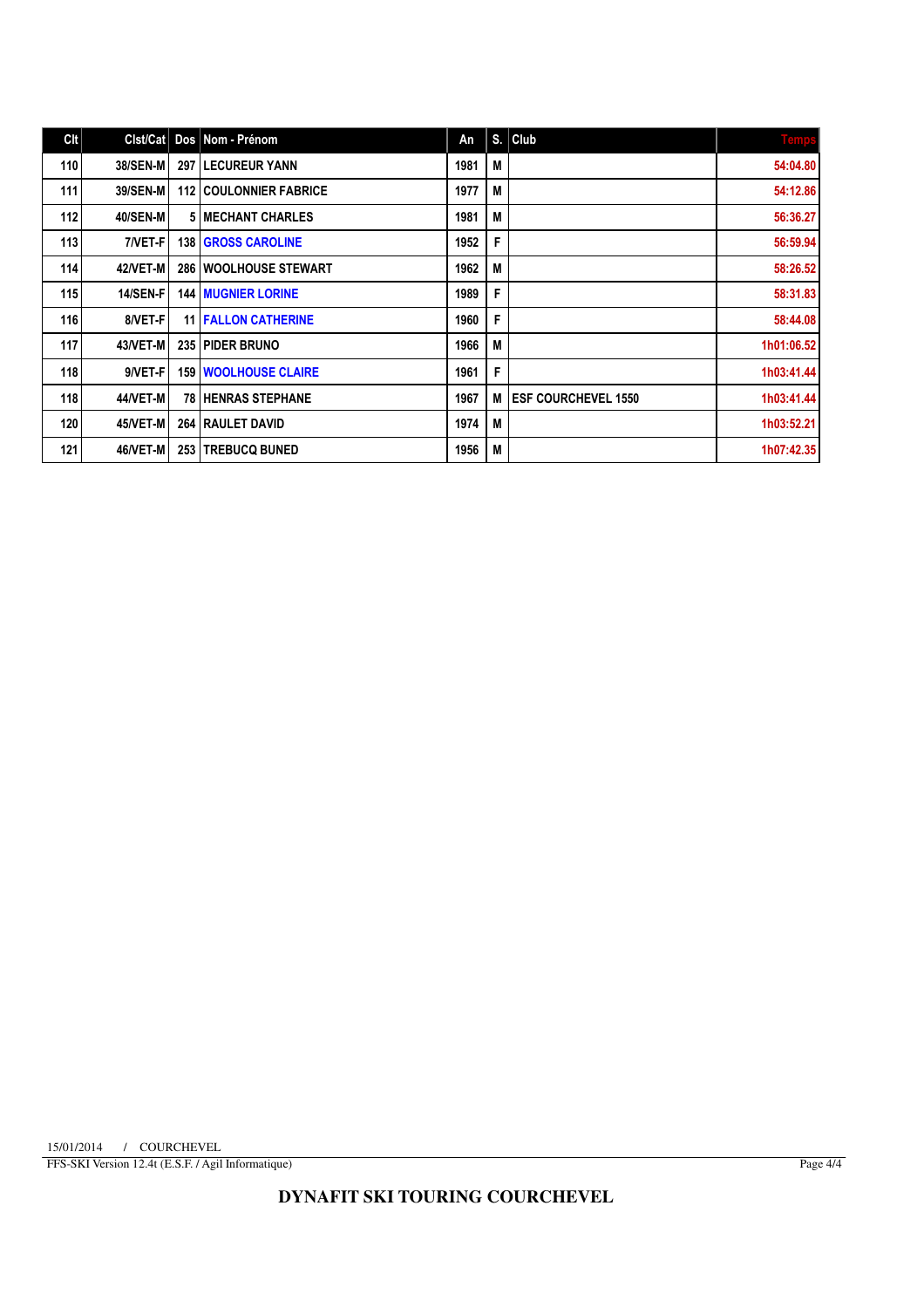| Clt | Clst/Cat | Dos | Nom - Prénom | An | S. | Club | Temps |
|---|---|---|---|---|---|---|---|
| 110 | 38/SEN-M | 297 | LECUREUR YANN | 1981 | M | | 54:04.80 |
| 111 | 39/SEN-M | 112 | COULONNIER FABRICE | 1977 | M | | 54:12.86 |
| 112 | 40/SEN-M | 5 | MECHANT CHARLES | 1981 | M | | 56:36.27 |
| 113 | 7/VET-F | 138 | GROSS CAROLINE | 1952 | F | | 56:59.94 |
| 114 | 42/VET-M | 286 | WOOLHOUSE STEWART | 1962 | M | | 58:26.52 |
| 115 | 14/SEN-F | 144 | MUGNIER LORINE | 1989 | F | | 58:31.83 |
| 116 | 8/VET-F | 11 | FALLON CATHERINE | 1960 | F | | 58:44.08 |
| 117 | 43/VET-M | 235 | PIDER BRUNO | 1966 | M | | 1h01:06.52 |
| 118 | 9/VET-F | 159 | WOOLHOUSE CLAIRE | 1961 | F | | 1h03:41.44 |
| 118 | 44/VET-M | 78 | HENRAS STEPHANE | 1967 | M | ESF COURCHEVEL 1550 | 1h03:41.44 |
| 120 | 45/VET-M | 264 | RAULET DAVID | 1974 | M | | 1h03:52.21 |
| 121 | 46/VET-M | 253 | TREBUCQ BUNED | 1956 | M | | 1h07:42.35 |

15/01/2014 / COURCHEVEL

FFS-SKI Version 12.4t (E.S.F. / Agil Informatique)

**DYNAFIT SKI TOURING COURCHEVEL**